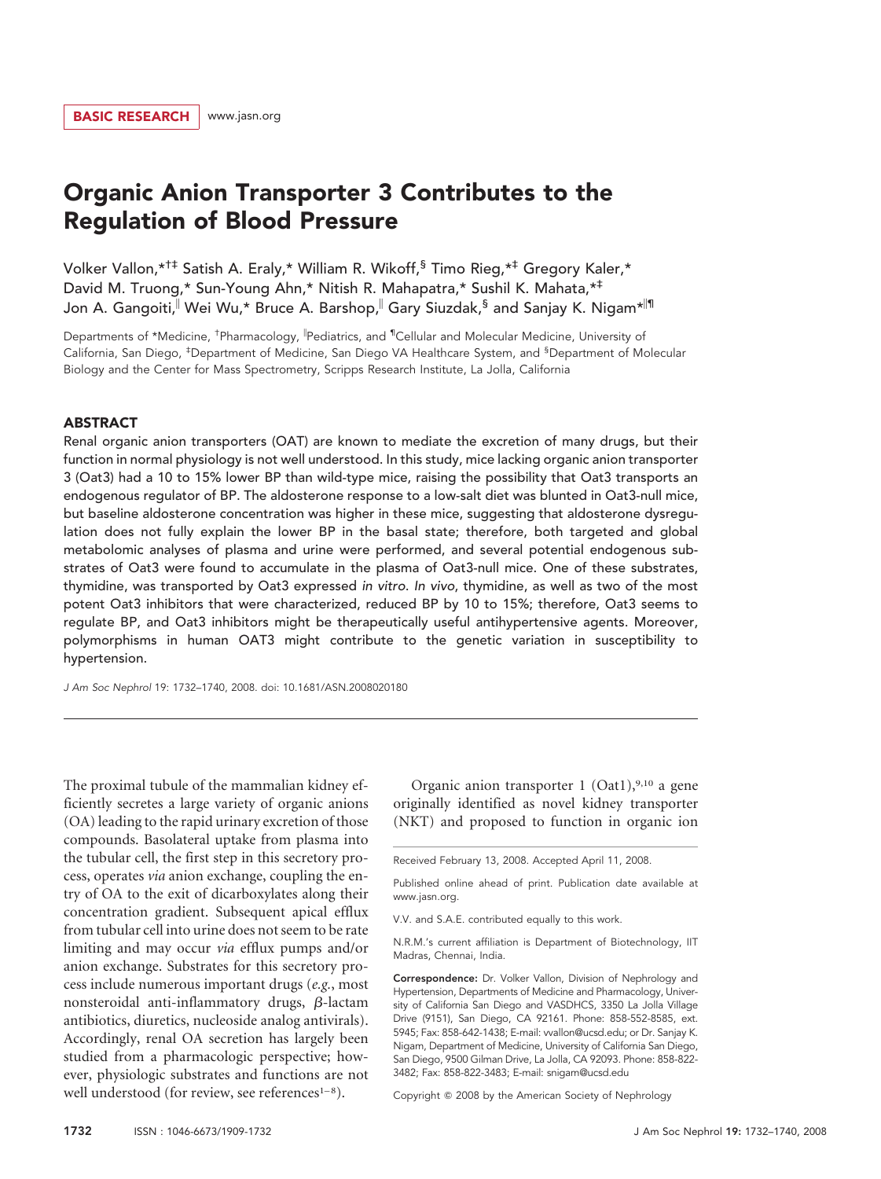BASIC RESEARCH www.jasn.org

# Organic Anion Transporter 3 Contributes to the Regulation of Blood Pressure

Volker Vallon,[*†‡] Satish A. Eraly,[*] William R. Wikoff,[§] Timo Rieg,[*‡] Gregory Kaler,[*] David M. Truong,[*] Sun-Young Ahn,[*] Nitish R. Mahapatra,[*] Sushil K. Mahata,[*‡] Jon A. Gangoiti,[‖] Wei Wu,[*] Bruce A. Barshop,[‖] Gary Siuzdak,[§] and Sanjay K. Nigam[*‖¶]

Departments of *Medicine, †Pharmacology, ‖Pediatrics, and ¶Cellular and Molecular Medicine, University of California, San Diego, ‡Department of Medicine, San Diego VA Healthcare System, and §Department of Molecular Biology and the Center for Mass Spectrometry, Scripps Research Institute, La Jolla, California

## ABSTRACT

Renal organic anion transporters (OAT) are known to mediate the excretion of many drugs, but their function in normal physiology is not well understood. In this study, mice lacking organic anion transporter 3 (Oat3) had a 10 to 15% lower BP than wild-type mice, raising the possibility that Oat3 transports an endogenous regulator of BP. The aldosterone response to a low-salt diet was blunted in Oat3-null mice, but baseline aldosterone concentration was higher in these mice, suggesting that aldosterone dysregulation does not fully explain the lower BP in the basal state; therefore, both targeted and global metabolomic analyses of plasma and urine were performed, and several potential endogenous substrates of Oat3 were found to accumulate in the plasma of Oat3-null mice. One of these substrates, thymidine, was transported by Oat3 expressed *in vitro*. *In vivo*, thymidine, as well as two of the most potent Oat3 inhibitors that were characterized, reduced BP by 10 to 15%; therefore, Oat3 seems to regulate BP, and Oat3 inhibitors might be therapeutically useful antihypertensive agents. Moreover, polymorphisms in human OAT3 might contribute to the genetic variation in susceptibility to hypertension.

*J Am Soc Nephrol* 19: 1732–1740, 2008. doi: 10.1681/ASN.2008020180

The proximal tubule of the mammalian kidney efficiently secretes a large variety of organic anions (OA) leading to the rapid urinary excretion of those compounds. Basolateral uptake from plasma into the tubular cell, the first step in this secretory process, operates *via* anion exchange, coupling the entry of OA to the exit of dicarboxylates along their concentration gradient. Subsequent apical efflux from tubular cell into urine does not seem to be rate limiting and may occur *via* efflux pumps and/or anion exchange. Substrates for this secretory process include numerous important drugs (*e.g.*, most nonsteroidal anti-inflammatory drugs, β-lactam antibiotics, diuretics, nucleoside analog antivirals). Accordingly, renal OA secretion has largely been studied from a pharmacologic perspective; however, physiologic substrates and functions are not well understood (for review, see references[1–8]).

Organic anion transporter 1 (Oat1),[9,10] a gene originally identified as novel kidney transporter (NKT) and proposed to function in organic ion

Received February 13, 2008. Accepted April 11, 2008.

Published online ahead of print. Publication date available at www.jasn.org.

V.V. and S.A.E. contributed equally to this work.

N.R.M.'s current affiliation is Department of Biotechnology, IIT Madras, Chennai, India.

**Correspondence:** Dr. Volker Vallon, Division of Nephrology and Hypertension, Departments of Medicine and Pharmacology, University of California San Diego and VASDHCS, 3350 La Jolla Village Drive (9151), San Diego, CA 92161. Phone: 858-552-8585, ext. 5945; Fax: 858-642-1438; E-mail: vvallon@ucsd.edu; or Dr. Sanjay K. Nigam, Department of Medicine, University of California San Diego, San Diego, 9500 Gilman Drive, La Jolla, CA 92093. Phone: 858-822-3482; Fax: 858-822-3483; E-mail: snigam@ucsd.edu

Copyright © 2008 by the American Society of Nephrology

ISSN : 1046-6673/1909-1732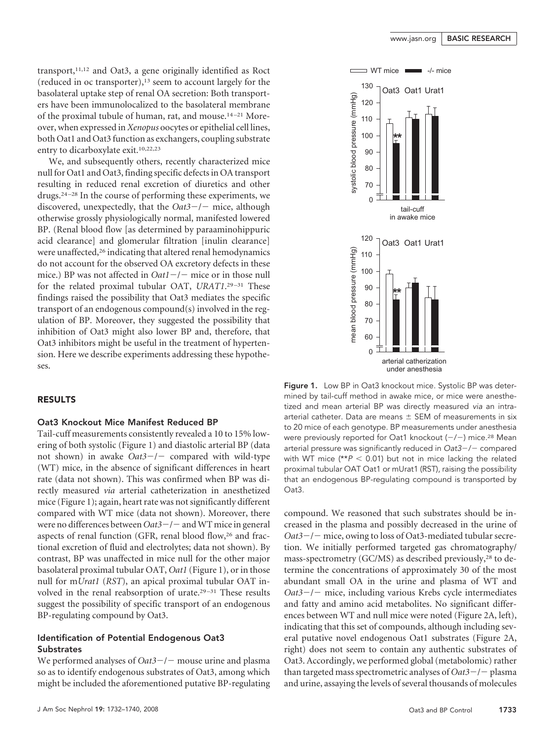transport,[11,12] and Oat3, a gene originally identified as Roct (reduced in oc transporter),[13] seem to account largely for the basolateral uptake step of renal OA secretion: Both transporters have been immunolocalized to the basolateral membrane of the proximal tubule of human, rat, and mouse.[14–21] Moreover, when expressed in *Xenopus* oocytes or epithelial cell lines, both Oat1 and Oat3 function as exchangers, coupling substrate entry to dicarboxylate exit.[10,22,23]

We, and subsequently others, recently characterized mice null for Oat1 and Oat3, finding specific defects in OA transport resulting in reduced renal excretion of diuretics and other drugs.[24–28] In the course of performing these experiments, we discovered, unexpectedly, that the *Oat3*−/− mice, although otherwise grossly physiologically normal, manifested lowered BP. (Renal blood flow [as determined by paraaminohippuric acid clearance] and glomerular filtration [inulin clearance] were unaffected,[26] indicating that altered renal hemodynamics do not account for the observed OA excretory defects in these mice.) BP was not affected in *Oat1*−/− mice or in those null for the related proximal tubular OAT, *URAT1*.[29–31] These findings raised the possibility that Oat3 mediates the specific transport of an endogenous compound(s) involved in the regulation of BP. Moreover, they suggested the possibility that inhibition of Oat3 might also lower BP and, therefore, that Oat3 inhibitors might be useful in the treatment of hypertension. Here we describe experiments addressing these hypotheses.

## RESULTS

### Oat3 Knockout Mice Manifest Reduced BP

Tail-cuff measurements consistently revealed a 10 to 15% lowering of both systolic (Figure 1) and diastolic arterial BP (data not shown) in awake *Oat3*−/− compared with wild-type (WT) mice, in the absence of significant differences in heart rate (data not shown). This was confirmed when BP was directly measured *via* arterial catheterization in anesthetized mice (Figure 1); again, heart rate was not significantly different compared with WT mice (data not shown). Moreover, there were no differences between *Oat3*−/− and WT mice in general aspects of renal function (GFR, renal blood flow,[26] and fractional excretion of fluid and electrolytes; data not shown). By contrast, BP was unaffected in mice null for the other major basolateral proximal tubular OAT, *Oat1* (Figure 1), or in those null for m*Urat1* (*RST*), an apical proximal tubular OAT involved in the renal reabsorption of urate.[29–31] These results suggest the possibility of specific transport of an endogenous BP-regulating compound by Oat3.

### Identification of Potential Endogenous Oat3 Substrates

We performed analyses of *Oat3*−/− mouse urine and plasma so as to identify endogenous substrates of Oat3, among which might be included the aforementioned putative BP-regulating compound. We reasoned that such substrates should be increased in the plasma and possibly decreased in the urine of *Oat3*−/− mice, owing to loss of Oat3-mediated tubular secretion. We initially performed targeted gas chromatography/mass-spectrometry (GC/MS) as described previously,[28] to determine the concentrations of approximately 30 of the most abundant small OA in the urine and plasma of WT and *Oat3*−/− mice, including various Krebs cycle intermediates and fatty and amino acid metabolites. No significant differences between WT and null mice were noted (Figure 2A, left), indicating that this set of compounds, although including several putative novel endogenous Oat1 substrates (Figure 2A, right) does not seem to contain any authentic substrates of Oat3. Accordingly, we performed global (metabolomic) rather than targeted mass spectrometric analyses of *Oat3*−/− plasma and urine, assaying the levels of several thousands of molecules

WT mice
-/- mice

Oat3 Oat1 Urat1
systolic blood pressure (mmHg)
130
120
110
100
90
80
70
0
**
tail-cuff in awake mice

Oat3 Oat1 Urat1
mean blood pressure (mmHg)
120
110
100
90
80
70
60
0
**
arterial catherization under anesthesia

**Figure 1.** Low BP in Oat3 knockout mice. Systolic BP was determined by tail-cuff method in awake mice, or mice were anesthetized and mean arterial BP was directly measured *via* an intra-arterial catheter. Data are means ± SEM of measurements in six to 20 mice of each genotype. BP measurements under anesthesia were previously reported for Oat1 knockout (−/−) mice.[28] Mean arterial pressure was significantly reduced in *Oat3*−/− compared with WT mice (**$P < 0.01$) but not in mice lacking the related proximal tubular OAT Oat1 or mUrat1 (RST), raising the possibility that an endogenous BP-regulating compound is transported by Oat3.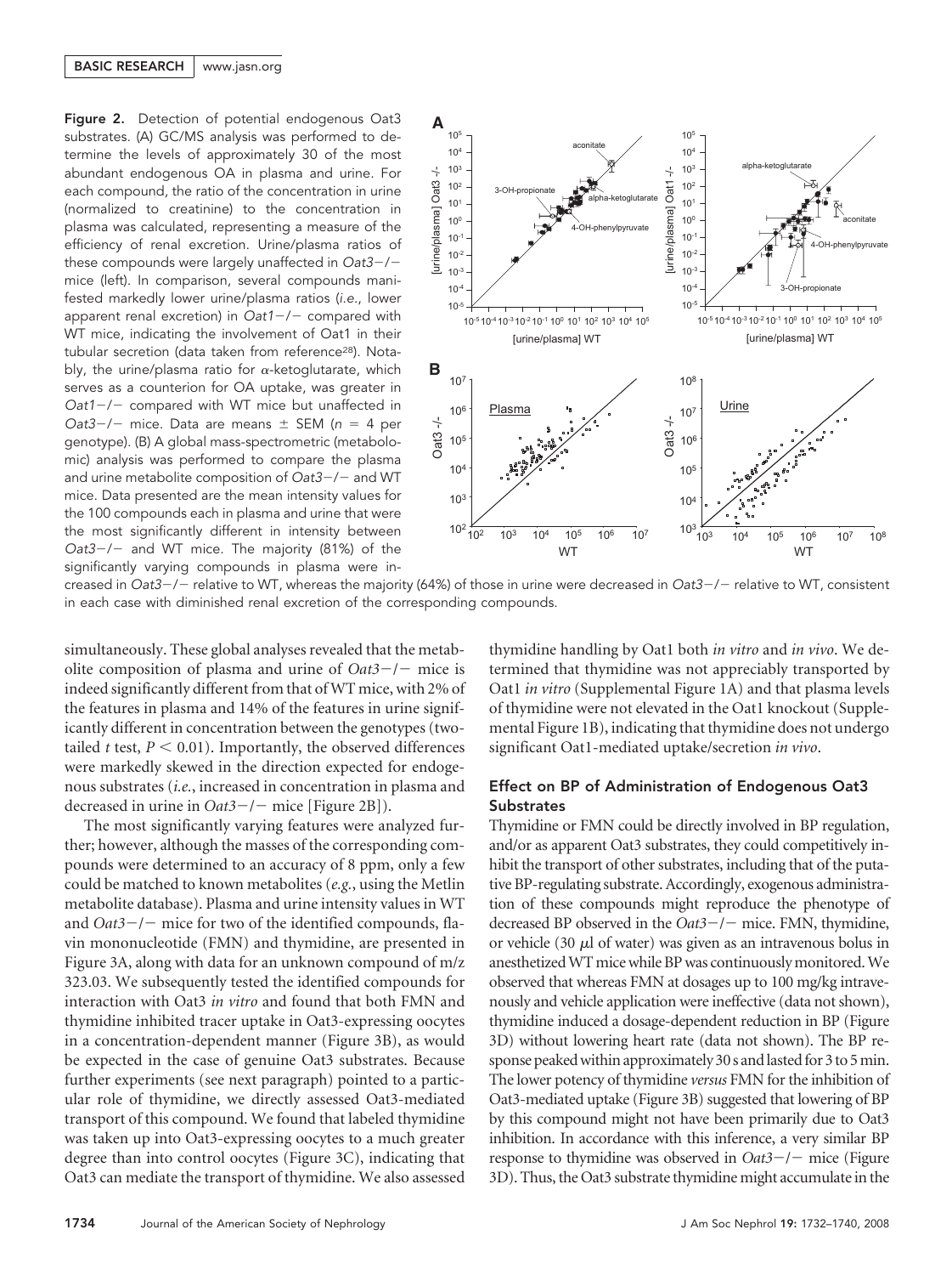**Figure 2.** Detection of potential endogenous Oat3 substrates. (A) GC/MS analysis was performed to determine the levels of approximately 30 of the most abundant endogenous OA in plasma and urine. For each compound, the ratio of the concentration in urine (normalized to creatinine) to the concentration in plasma was calculated, representing a measure of the efficiency of renal excretion. Urine/plasma ratios of these compounds were largely unaffected in *Oat3−/−* mice (left). In comparison, several compounds manifested markedly lower urine/plasma ratios (*i.e.*, lower apparent renal excretion) in *Oat1−/−* compared with WT mice, indicating the involvement of Oat1 in their tubular secretion (data taken from reference[28]). Notably, the urine/plasma ratio for α-ketoglutarate, which serves as a counterion for OA uptake, was greater in *Oat1−/−* compared with WT mice but unaffected in *Oat3−/−* mice. Data are means ± SEM ($n = 4$ per genotype). (B) A global mass-spectrometric (metabolomic) analysis was performed to compare the plasma and urine metabolite composition of *Oat3−/−* and WT mice. Data presented are the mean intensity values for the 100 compounds each in plasma and urine that were the most significantly different in intensity between *Oat3−/−* and WT mice. The majority (81%) of the significantly varying compounds in plasma were increased in *Oat3−/−* relative to WT, whereas the majority (64%) of those in urine were decreased in *Oat3−/−* relative to WT, consistent in each case with diminished renal excretion of the corresponding compounds.

simultaneously. These global analyses revealed that the metabolite composition of plasma and urine of *Oat3−/−* mice is indeed significantly different from that of WT mice, with 2% of the features in plasma and 14% of the features in urine significantly different in concentration between the genotypes (two-tailed *t* test, $P < 0.01$). Importantly, the observed differences were markedly skewed in the direction expected for endogenous substrates (*i.e.*, increased in concentration in plasma and decreased in urine in *Oat3−/−* mice [Figure 2B]).

The most significantly varying features were analyzed further; however, although the masses of the corresponding compounds were determined to an accuracy of 8 ppm, only a few could be matched to known metabolites (*e.g.*, using the Metlin metabolite database). Plasma and urine intensity values in WT and *Oat3−/−* mice for two of the identified compounds, flavin mononucleotide (FMN) and thymidine, are presented in Figure 3A, along with data for an unknown compound of m/z 323.03. We subsequently tested the identified compounds for interaction with Oat3 *in vitro* and found that both FMN and thymidine inhibited tracer uptake in Oat3-expressing oocytes in a concentration-dependent manner (Figure 3B), as would be expected in the case of genuine Oat3 substrates. Because further experiments (see next paragraph) pointed to a particular role of thymidine, we directly assessed Oat3-mediated transport of this compound. We found that labeled thymidine was taken up into Oat3-expressing oocytes to a much greater degree than into control oocytes (Figure 3C), indicating that Oat3 can mediate the transport of thymidine. We also assessed thymidine handling by Oat1 both *in vitro* and *in vivo*. We determined that thymidine was not appreciably transported by Oat1 *in vitro* (Supplemental Figure 1A) and that plasma levels of thymidine were not elevated in the Oat1 knockout (Supplemental Figure 1B), indicating that thymidine does not undergo significant Oat1-mediated uptake/secretion *in vivo*.

### Effect on BP of Administration of Endogenous Oat3 Substrates

Thymidine or FMN could be directly involved in BP regulation, and/or as apparent Oat3 substrates, they could competitively inhibit the transport of other substrates, including that of the putative BP-regulating substrate. Accordingly, exogenous administration of these compounds might reproduce the phenotype of decreased BP observed in the *Oat3−/−* mice. FMN, thymidine, or vehicle (30 μl of water) was given as an intravenous bolus in anesthetized WT mice while BP was continuously monitored. We observed that whereas FMN at dosages up to 100 mg/kg intravenously and vehicle application were ineffective (data not shown), thymidine induced a dosage-dependent reduction in BP (Figure 3D) without lowering heart rate (data not shown). The BP response peaked within approximately 30 s and lasted for 3 to 5 min. The lower potency of thymidine *versus* FMN for the inhibition of Oat3-mediated uptake (Figure 3B) suggested that lowering of BP by this compound might not have been primarily due to Oat3 inhibition. In accordance with this inference, a very similar BP response to thymidine was observed in *Oat3−/−* mice (Figure 3D). Thus, the Oat3 substrate thymidine might accumulate in the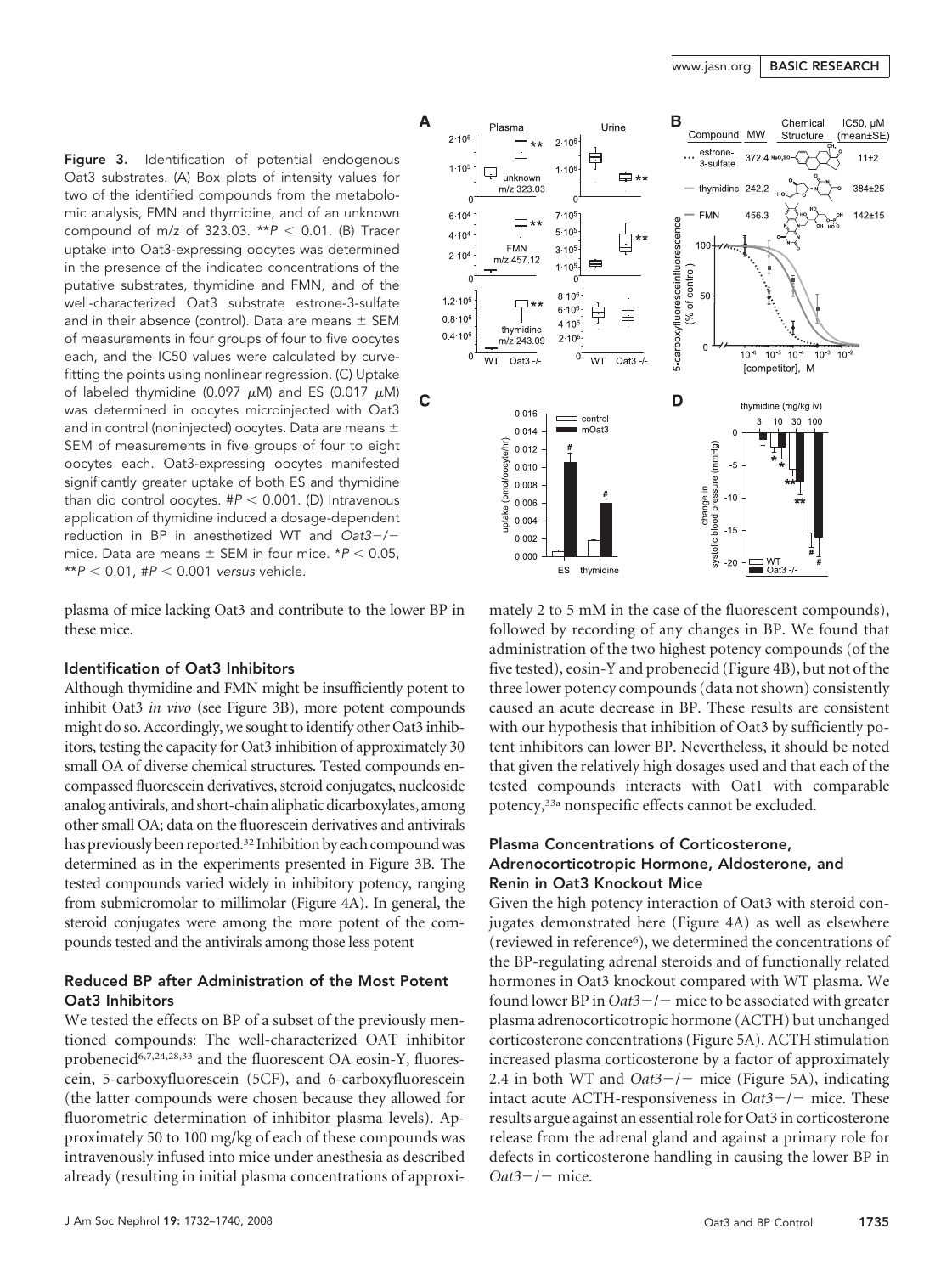**Figure 3.** Identification of potential endogenous Oat3 substrates. (A) Box plots of intensity values for two of the identified compounds from the metabolomic analysis, FMN and thymidine, and of an unknown compound of m/z of 323.03. $^{**}P < 0.01$. (B) Tracer uptake into Oat3-expressing oocytes was determined in the presence of the indicated concentrations of the putative substrates, thymidine and FMN, and of the well-characterized Oat3 substrate estrone-3-sulfate and in their absence (control). Data are means ± SEM of measurements in four groups of four to five oocytes each, and the IC50 values were calculated by curve-fitting the points using nonlinear regression. (C) Uptake of labeled thymidine (0.097 μM) and ES (0.017 μM) was determined in oocytes microinjected with Oat3 and in control (noninjected) oocytes. Data are means ± SEM of measurements in five groups of four to eight oocytes each. Oat3-expressing oocytes manifested significantly greater uptake of both ES and thymidine than did control oocytes. $\#P < 0.001$. (D) Intravenous application of thymidine induced a dosage-dependent reduction in BP in anesthetized WT and *Oat3*−/− mice. Data are means ± SEM in four mice. $^{*}P < 0.05$, $^{**}P < 0.01$, $\#P < 0.001$ *versus* vehicle.

A

Plasma

Urine

unknown m/z 323.03

FMN m/z 457.12

thymidine m/z 243.09

WT Oat3 -/-

B

Compound MW Chemical Structure IC50, μM (mean±SE)

estrone-3-sulfate 372.4 11±2

thymidine 242.2 384±25

FMN 456.3 142±15

5-carboxyfluoresceininfluorescence (% of control)

[competitor], M

C

control

mOat3

uptake (pmol/oocyte/hr)

ES thymidine

D

thymidine (mg/kg iv)

3 10 30 100

change in systolic blood pressure (mmHg)

WT

Oat3 -/-

plasma of mice lacking Oat3 and contribute to the lower BP in these mice.

### Identification of Oat3 Inhibitors

Although thymidine and FMN might be insufficiently potent to inhibit Oat3 *in vivo* (see Figure 3B), more potent compounds might do so. Accordingly, we sought to identify other Oat3 inhibitors, testing the capacity for Oat3 inhibition of approximately 30 small OA of diverse chemical structures. Tested compounds encompassed fluorescein derivatives, steroid conjugates, nucleoside analog antivirals, and short-chain aliphatic dicarboxylates, among other small OA; data on the fluorescein derivatives and antivirals has previously been reported.[32] Inhibition by each compound was determined as in the experiments presented in Figure 3B. The tested compounds varied widely in inhibitory potency, ranging from submicromolar to millimolar (Figure 4A). In general, the steroid conjugates were among the more potent of the compounds tested and the antivirals among those less potent

### Reduced BP after Administration of the Most Potent Oat3 Inhibitors

We tested the effects on BP of a subset of the previously mentioned compounds: The well-characterized OAT inhibitor probenecid[6,7,24,28,33] and the fluorescent OA eosin-Y, fluorescein, 5-carboxyfluorescein (5CF), and 6-carboxyfluorescein (the latter compounds were chosen because they allowed for fluorometric determination of inhibitor plasma levels). Approximately 50 to 100 mg/kg of each of these compounds was intravenously infused into mice under anesthesia as described already (resulting in initial plasma concentrations of approximately 2 to 5 mM in the case of the fluorescent compounds), followed by recording of any changes in BP. We found that administration of the two highest potency compounds (of the five tested), eosin-Y and probenecid (Figure 4B), but not of the three lower potency compounds (data not shown) consistently caused an acute decrease in BP. These results are consistent with our hypothesis that inhibition of Oat3 by sufficiently potent inhibitors can lower BP. Nevertheless, it should be noted that given the relatively high dosages used and that each of the tested compounds interacts with Oat1 with comparable potency,[33a] nonspecific effects cannot be excluded.

### Plasma Concentrations of Corticosterone, Adrenocorticotropic Hormone, Aldosterone, and Renin in Oat3 Knockout Mice

Given the high potency interaction of Oat3 with steroid conjugates demonstrated here (Figure 4A) as well as elsewhere (reviewed in reference[6]), we determined the concentrations of the BP-regulating adrenal steroids and of functionally related hormones in Oat3 knockout compared with WT plasma. We found lower BP in *Oat3*−/− mice to be associated with greater plasma adrenocorticotropic hormone (ACTH) but unchanged corticosterone concentrations (Figure 5A). ACTH stimulation increased plasma corticosterone by a factor of approximately 2.4 in both WT and *Oat3*−/− mice (Figure 5A), indicating intact acute ACTH-responsiveness in *Oat3*−/− mice. These results argue against an essential role for Oat3 in corticosterone release from the adrenal gland and against a primary role for defects in corticosterone handling in causing the lower BP in *Oat3*−/− mice.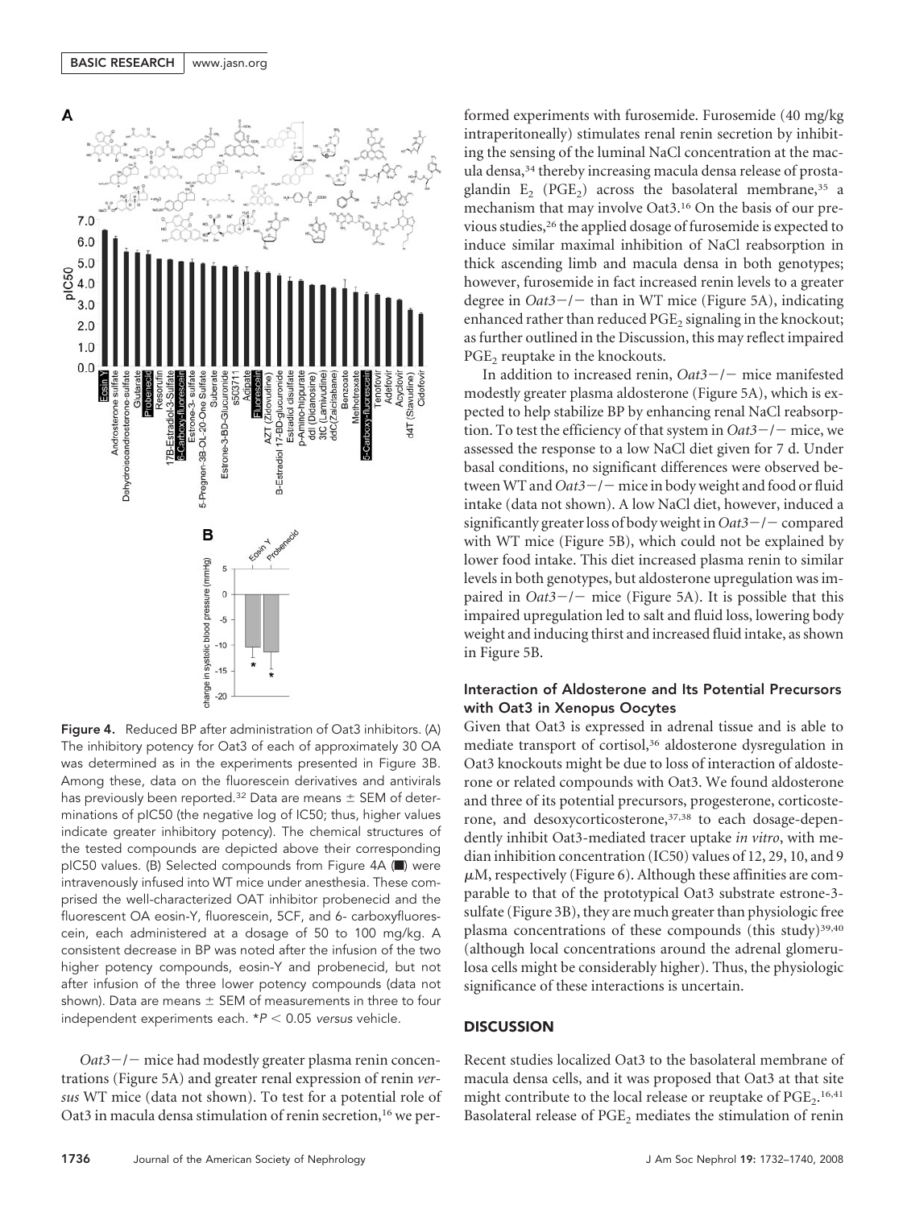A

7.0
6.0
5.0
pIC50 4.0
3.0
2.0
1.0
0.0

Eosin Y
Androsterone sulfate
Dehydroisoandrosterone-sulfate
Glutarate
Probenecid
Resorufin
17B-Estradiol-3-Sulfate
6-Carboxy-fluorescein
Estrone-3- sulfate
5-Pregnen-3B-OL-20-One-Sulfate
Estrone-3-BD-Glucuronide
Suberate
s503711
Adipate
Fluorescein
AZT (Zidovudine)
B-Estradiol 17-BD-glucuronide
Estradiol disulfate
p-Amino-hippurate
ddI (Didanosine)
3tC (Lamivudine)
ddC(Zalcitabine)
Benzoate
Methotrexate
5-Carboxy-fluorescein
Tenofovir
Adefovir
Acyclovir
d4T (Stavudine)
Cidofovir

B

Eosin Y
Probenecid

change in systolic blood pressure (mmHg)
5
0
-5
-10
-15
-20
*
*

**Figure 4.** Reduced BP after administration of Oat3 inhibitors. (A) The inhibitory potency for Oat3 of each of approximately 30 OA was determined as in the experiments presented in Figure 3B. Among these, data on the fluorescein derivatives and antivirals has previously been reported.[32] Data are means ± SEM of determinations of pIC50 (the negative log of IC50; thus, higher values indicate greater inhibitory potency). The chemical structures of the tested compounds are depicted above their corresponding pIC50 values. (B) Selected compounds from Figure 4A (■) were intravenously infused into WT mice under anesthesia. These comprised the well-characterized OAT inhibitor probenecid and the fluorescent OA eosin-Y, fluorescein, 5CF, and 6- carboxyfluorescein, each administered at a dosage of 50 to 100 mg/kg. A consistent decrease in BP was noted after the infusion of the two higher potency compounds, eosin-Y and probenecid, but not after infusion of the three lower potency compounds (data not shown). Data are means ± SEM of measurements in three to four independent experiments each. *$P < 0.05$ *versus* vehicle.

*Oat3*−/− mice had modestly greater plasma renin concentrations (Figure 5A) and greater renal expression of renin *versus* WT mice (data not shown). To test for a potential role of Oat3 in macula densa stimulation of renin secretion,[16] we performed experiments with furosemide. Furosemide (40 mg/kg intraperitoneally) stimulates renal renin secretion by inhibiting the sensing of the luminal NaCl concentration at the macula densa,[34] thereby increasing macula densa release of prostaglandin $E_2$ ($PGE_2$) across the basolateral membrane,[35] a mechanism that may involve Oat3.[16] On the basis of our previous studies,[26] the applied dosage of furosemide is expected to induce similar maximal inhibition of NaCl reabsorption in thick ascending limb and macula densa in both genotypes; however, furosemide in fact increased renin levels to a greater degree in *Oat3*−/− than in WT mice (Figure 5A), indicating enhanced rather than reduced $PGE_2$ signaling in the knockout; as further outlined in the Discussion, this may reflect impaired $PGE_2$ reuptake in the knockouts.

In addition to increased renin, *Oat3*−/− mice manifested modestly greater plasma aldosterone (Figure 5A), which is expected to help stabilize BP by enhancing renal NaCl reabsorption. To test the efficiency of that system in *Oat3*−/− mice, we assessed the response to a low NaCl diet given for 7 d. Under basal conditions, no significant differences were observed between WT and *Oat3*−/− mice in body weight and food or fluid intake (data not shown). A low NaCl diet, however, induced a significantly greater loss of body weight in *Oat3*−/− compared with WT mice (Figure 5B), which could not be explained by lower food intake. This diet increased plasma renin to similar levels in both genotypes, but aldosterone upregulation was impaired in *Oat3*−/− mice (Figure 5A). It is possible that this impaired upregulation led to salt and fluid loss, lowering body weight and inducing thirst and increased fluid intake, as shown in Figure 5B.

### Interaction of Aldosterone and Its Potential Precursors with Oat3 in Xenopus Oocytes

Given that Oat3 is expressed in adrenal tissue and is able to mediate transport of cortisol,[36] aldosterone dysregulation in Oat3 knockouts might be due to loss of interaction of aldosterone or related compounds with Oat3. We found aldosterone and three of its potential precursors, progesterone, corticosterone, and desoxycorticosterone,[37,38] to each dosage-dependently inhibit Oat3-mediated tracer uptake *in vitro*, with median inhibition concentration (IC50) values of 12, 29, 10, and 9 $\mu$M, respectively (Figure 6). Although these affinities are comparable to that of the prototypical Oat3 substrate estrone-3-sulfate (Figure 3B), they are much greater than physiologic free plasma concentrations of these compounds (this study)[39,40] (although local concentrations around the adrenal glomerulosa cells might be considerably higher). Thus, the physiologic significance of these interactions is uncertain.

## DISCUSSION

Recent studies localized Oat3 to the basolateral membrane of macula densa cells, and it was proposed that Oat3 at that site might contribute to the local release or reuptake of $PGE_2$.[16,41] Basolateral release of $PGE_2$ mediates the stimulation of renin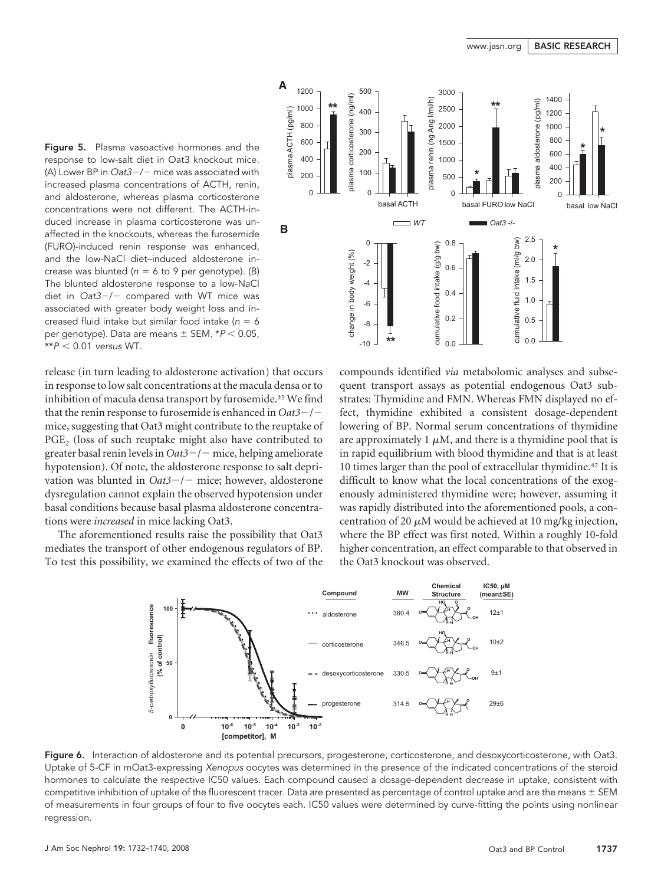A

plasma ACTH (pg/ml)
1200
1000
800
600
400
200
0
**
basal ACTH

plasma corticosterone (ng/ml)
500
400
300
200
100
0

plasma renin (ng Ang I/ml/h)
3000
2500
2000
1500
1000
500
0
*
**
basal FURO low NaCl

plasma aldosterone (pg/ml)
1400
1200
1000
800
600
400
200
0
*
*
basal low NaCl

WT
Oat3 -/-

B

change in body weight (%)
0
-2
-4
-6
-8
-10
**

cumulative food intake (g/g bw)
0.8
0.6
0.4
0.2
0.0

cumulative fluid intake (ml/g bw)
2.5
2.0
1.5
1.0
0.5
0.0
*

**Figure 5.** Plasma vasoactive hormones and the response to low-salt diet in Oat3 knockout mice. (A) Lower BP in *Oat3*−/− mice was associated with increased plasma concentrations of ACTH, renin, and aldosterone, whereas plasma corticosterone concentrations were not different. The ACTH-induced increase in plasma corticosterone was unaffected in the knockouts, whereas the furosemide (FURO)-induced renin response was enhanced, and the low-NaCl diet–induced aldosterone increase was blunted ($n = 6$ to 9 per genotype). (B) The blunted aldosterone response to a low-NaCl diet in *Oat3*−/− compared with WT mice was associated with greater body weight loss and increased fluid intake but similar food intake ($n = 6$ per genotype). Data are means ± SEM. *$P < 0.05$, **$P < 0.01$ *versus* WT.

release (in turn leading to aldosterone activation) that occurs in response to low salt concentrations at the macula densa or to inhibition of macula densa transport by furosemide.[35] We find that the renin response to furosemide is enhanced in *Oat3*−/− mice, suggesting that Oat3 might contribute to the reuptake of $PGE_2$ (loss of such reuptake might also have contributed to greater basal renin levels in *Oat3*−/− mice, helping ameliorate hypotension). Of note, the aldosterone response to salt deprivation was blunted in *Oat3*−/− mice; however, aldosterone dysregulation cannot explain the observed hypotension under basal conditions because basal plasma aldosterone concentrations were *increased* in mice lacking Oat3.

The aforementioned results raise the possibility that Oat3 mediates the transport of other endogenous regulators of BP. To test this possibility, we examined the effects of two of the compounds identified *via* metabolomic analyses and subsequent transport assays as potential endogenous Oat3 substrates: Thymidine and FMN. Whereas FMN displayed no effect, thymidine exhibited a consistent dosage-dependent lowering of BP. Normal serum concentrations of thymidine are approximately 1 μM, and there is a thymidine pool that is in rapid equilibrium with blood thymidine and that is at least 10 times larger than the pool of extracellular thymidine.[42] It is difficult to know what the local concentrations of the exogenously administered thymidine were; however, assuming it was rapidly distributed into the aforementioned pools, a concentration of 20 μM would be achieved at 10 mg/kg injection, where the BP effect was first noted. Within a roughly 10-fold higher concentration, an effect comparable to that observed in the Oat3 knockout was observed.

5-carboxyfluorescein fluorescence (% of control)
100
50
0
0
$10^{-6}$ $10^{-5}$ $10^{-4}$ $10^{-3}$ $10^{-2}$
[competitor], M

| Compound | MW | Chemical Structure | IC50, μM (mean±SE) |
| --- | --- | --- | --- |
| aldosterone | 360.4 | | 12±1 |
| corticosterone | 346.5 | | 10±2 |
| desoxycorticosterone | 330.5 | | 9±1 |
| progesterone | 314.5 | | 29±6 |

**Figure 6.** Interaction of aldosterone and its potential precursors, progesterone, corticosterone, and desoxycorticosterone, with Oat3. Uptake of 5-CF in mOat3-expressing *Xenopus* oocytes was determined in the presence of the indicated concentrations of the steroid hormones to calculate the respective IC50 values. Each compound caused a dosage-dependent decrease in uptake, consistent with competitive inhibition of uptake of the fluorescent tracer. Data are presented as percentage of control uptake and are the means ± SEM of measurements in four groups of four to five oocytes each. IC50 values were determined by curve-fitting the points using nonlinear regression.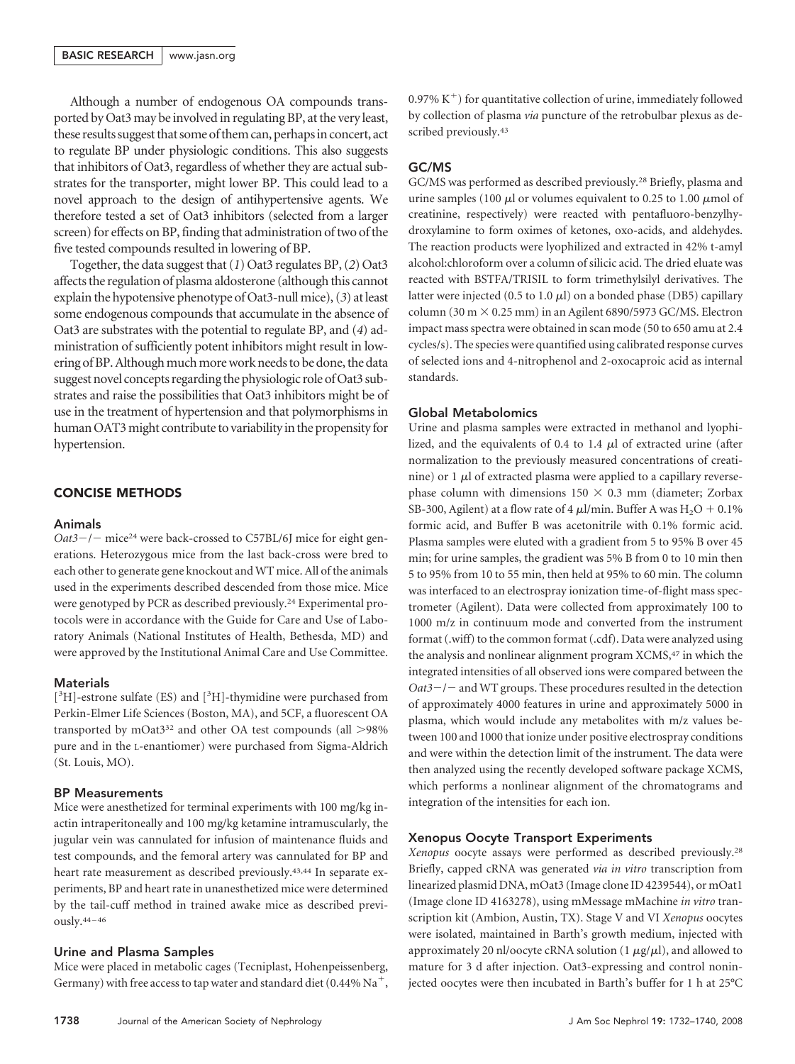Although a number of endogenous OA compounds transported by Oat3 may be involved in regulating BP, at the very least, these results suggest that some of them can, perhaps in concert, act to regulate BP under physiologic conditions. This also suggests that inhibitors of Oat3, regardless of whether they are actual substrates for the transporter, might lower BP. This could lead to a novel approach to the design of antihypertensive agents. We therefore tested a set of Oat3 inhibitors (selected from a larger screen) for effects on BP, finding that administration of two of the five tested compounds resulted in lowering of BP.

Together, the data suggest that (*1*) Oat3 regulates BP, (*2*) Oat3 affects the regulation of plasma aldosterone (although this cannot explain the hypotensive phenotype of Oat3-null mice), (*3*) at least some endogenous compounds that accumulate in the absence of Oat3 are substrates with the potential to regulate BP, and (*4*) administration of sufficiently potent inhibitors might result in lowering of BP. Although much more work needs to be done, the data suggest novel concepts regarding the physiologic role of Oat3 substrates and raise the possibilities that Oat3 inhibitors might be of use in the treatment of hypertension and that polymorphisms in human OAT3 might contribute to variability in the propensity for hypertension.

## CONCISE METHODS

### Animals

*Oat3*−/− mice[24] were back-crossed to C57BL/6J mice for eight generations. Heterozygous mice from the last back-cross were bred to each other to generate gene knockout and WT mice. All of the animals used in the experiments described descended from those mice. Mice were genotyped by PCR as described previously.[24] Experimental protocols were in accordance with the Guide for Care and Use of Laboratory Animals (National Institutes of Health, Bethesda, MD) and were approved by the Institutional Animal Care and Use Committee.

### Materials

[$^3$H]-estrone sulfate (ES) and [$^3$H]-thymidine were purchased from Perkin-Elmer Life Sciences (Boston, MA), and 5CF, a fluorescent OA transported by mOat3[32] and other OA test compounds (all >98% pure and in the L-enantiomer) were purchased from Sigma-Aldrich (St. Louis, MO).

### BP Measurements

Mice were anesthetized for terminal experiments with 100 mg/kg inactin intraperitoneally and 100 mg/kg ketamine intramuscularly, the jugular vein was cannulated for infusion of maintenance fluids and test compounds, and the femoral artery was cannulated for BP and heart rate measurement as described previously.[43,44] In separate experiments, BP and heart rate in unanesthetized mice were determined by the tail-cuff method in trained awake mice as described previously.[44–46]

### Urine and Plasma Samples

Mice were placed in metabolic cages (Tecniplast, Hohenpeissenberg, Germany) with free access to tap water and standard diet (0.44% $Na^+$, 0.97% $K^+$) for quantitative collection of urine, immediately followed by collection of plasma *via* puncture of the retrobulbar plexus as described previously.[43]

### GC/MS

GC/MS was performed as described previously.[28] Briefly, plasma and urine samples (100 μl or volumes equivalent to 0.25 to 1.00 μmol of creatinine, respectively) were reacted with pentafluoro-benzylhydroxylamine to form oximes of ketones, oxo-acids, and aldehydes. The reaction products were lyophilized and extracted in 42% t-amyl alcohol:chloroform over a column of silicic acid. The dried eluate was reacted with BSTFA/TRISIL to form trimethylsilyl derivatives. The latter were injected (0.5 to 1.0 μl) on a bonded phase (DB5) capillary column (30 m × 0.25 mm) in an Agilent 6890/5973 GC/MS. Electron impact mass spectra were obtained in scan mode (50 to 650 amu at 2.4 cycles/s). The species were quantified using calibrated response curves of selected ions and 4-nitrophenol and 2-oxocaproic acid as internal standards.

### Global Metabolomics

Urine and plasma samples were extracted in methanol and lyophilized, and the equivalents of 0.4 to 1.4 μl of extracted urine (after normalization to the previously measured concentrations of creatinine) or 1 μl of extracted plasma were applied to a capillary reverse-phase column with dimensions 150 × 0.3 mm (diameter; Zorbax SB-300, Agilent) at a flow rate of 4 μl/min. Buffer A was $H_2O$ + 0.1% formic acid, and Buffer B was acetonitrile with 0.1% formic acid. Plasma samples were eluted with a gradient from 5 to 95% B over 45 min; for urine samples, the gradient was 5% B from 0 to 10 min then 5 to 95% from 10 to 55 min, then held at 95% to 60 min. The column was interfaced to an electrospray ionization time-of-flight mass spectrometer (Agilent). Data were collected from approximately 100 to 1000 m/z in continuum mode and converted from the instrument format (.wiff) to the common format (.cdf). Data were analyzed using the analysis and nonlinear alignment program XCMS,[47] in which the integrated intensities of all observed ions were compared between the *Oat3*−/− and WT groups. These procedures resulted in the detection of approximately 4000 features in urine and approximately 5000 in plasma, which would include any metabolites with m/z values between 100 and 1000 that ionize under positive electrospray conditions and were within the detection limit of the instrument. The data were then analyzed using the recently developed software package XCMS, which performs a nonlinear alignment of the chromatograms and integration of the intensities for each ion.

### Xenopus Oocyte Transport Experiments

*Xenopus* oocyte assays were performed as described previously.[28] Briefly, capped cRNA was generated *via in vitro* transcription from linearized plasmid DNA, mOat3 (Image clone ID 4239544), or mOat1 (Image clone ID 4163278), using mMessage mMachine *in vitro* transcription kit (Ambion, Austin, TX). Stage V and VI *Xenopus* oocytes were isolated, maintained in Barth's growth medium, injected with approximately 20 nl/oocyte cRNA solution (1 μg/μl), and allowed to mature for 3 d after injection. Oat3-expressing and control noninjected oocytes were then incubated in Barth's buffer for 1 h at 25°C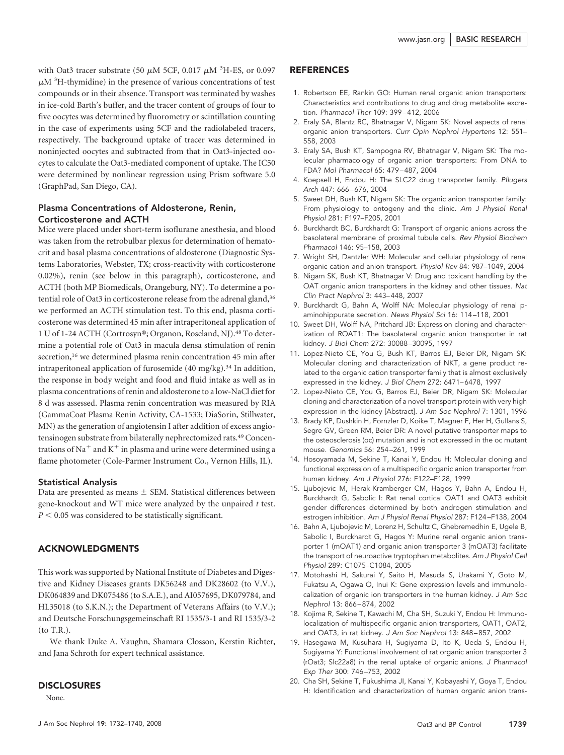with Oat3 tracer substrate (50 μM 5CF, 0.017 μM $^{3}$H-ES, or 0.097 μM $^{3}$H-thymidine) in the presence of various concentrations of test compounds or in their absence. Transport was terminated by washes in ice-cold Barth's buffer, and the tracer content of groups of four to five oocytes was determined by fluorometry or scintillation counting in the case of experiments using 5CF and the radiolabeled tracers, respectively. The background uptake of tracer was determined in noninjected oocytes and subtracted from that in Oat3-injected oocytes to calculate the Oat3-mediated component of uptake. The IC50 were determined by nonlinear regression using Prism software 5.0 (GraphPad, San Diego, CA).

### Plasma Concentrations of Aldosterone, Renin, Corticosterone and ACTH

Mice were placed under short-term isoflurane anesthesia, and blood was taken from the retrobulbar plexus for determination of hematocrit and basal plasma concentrations of aldosterone (Diagnostic Systems Laboratories, Webster, TX; cross-reactivity with corticosterone 0.02%), renin (see below in this paragraph), corticosterone, and ACTH (both MP Biomedicals, Orangeburg, NY). To determine a potential role of Oat3 in corticosterone release from the adrenal gland,[36] we performed an ACTH stimulation test. To this end, plasma corticosterone was determined 45 min after intraperitoneal application of 1 U of 1-24 ACTH (Cortrosyn®; Organon, Roseland, NJ).[48] To determine a potential role of Oat3 in macula densa stimulation of renin secretion,[16] we determined plasma renin concentration 45 min after intraperitoneal application of furosemide (40 mg/kg).[34] In addition, the response in body weight and food and fluid intake as well as in plasma concentrations of renin and aldosterone to a low-NaCl diet for 8 d was assessed. Plasma renin concentration was measured by RIA (GammaCoat Plasma Renin Activity, CA-1533; DiaSorin, Stillwater, MN) as the generation of angiotensin I after addition of excess angiotensinogen substrate from bilaterally nephrectomized rats.[49] Concentrations of $Na^{+}$ and $K^{+}$ in plasma and urine were determined using a flame photometer (Cole-Parmer Instrument Co., Vernon Hills, IL).

### Statistical Analysis

Data are presented as means ± SEM. Statistical differences between gene-knockout and WT mice were analyzed by the unpaired *t* test. $P < 0.05$ was considered to be statistically significant.

## ACKNOWLEDGMENTS

This work was supported by National Institute of Diabetes and Digestive and Kidney Diseases grants DK56248 and DK28602 (to V.V.), DK064839 and DK075486 (to S.A.E.), and AI057695, DK079784, and HL35018 (to S.K.N.); the Department of Veterans Affairs (to V.V.); and Deutsche Forschungsgemeinschaft RI 1535/3-1 and RI 1535/3-2 (to T.R.).

We thank Duke A. Vaughn, Shamara Closson, Kerstin Richter, and Jana Schroth for expert technical assistance.

## DISCLOSURES

None.

## REFERENCES

1. Robertson EE, Rankin GO: Human renal organic anion transporters: Characteristics and contributions to drug and drug metabolite excretion. *Pharmacol Ther* 109: 399–412, 2006
2. Eraly SA, Blantz RC, Bhatnagar V, Nigam SK: Novel aspects of renal organic anion transporters. *Curr Opin Nephrol Hypertens* 12: 551–558, 2003
3. Eraly SA, Bush KT, Sampogna RV, Bhatnagar V, Nigam SK: The molecular pharmacology of organic anion transporters: From DNA to FDA? *Mol Pharmacol* 65: 479–487, 2004
4. Koepsell H, Endou H: The SLC22 drug transporter family. *Pflugers Arch* 447: 666–676, 2004
5. Sweet DH, Bush KT, Nigam SK: The organic anion transporter family: From physiology to ontogeny and the clinic. *Am J Physiol Renal Physiol* 281: F197–F205, 2001
6. Burckhardt BC, Burckhardt G: Transport of organic anions across the basolateral membrane of proximal tubule cells. *Rev Physiol Biochem Pharmacol* 146: 95–158, 2003
7. Wright SH, Dantzler WH: Molecular and cellular physiology of renal organic cation and anion transport. *Physiol Rev* 84: 987–1049, 2004
8. Nigam SK, Bush KT, Bhatnagar V: Drug and toxicant handling by the OAT organic anion transporters in the kidney and other tissues. *Nat Clin Pract Nephrol* 3: 443–448, 2007
9. Burckhardt G, Bahn A, Wolff NA: Molecular physiology of renal p-aminohippurate secretion. *News Physiol Sci* 16: 114–118, 2001
10. Sweet DH, Wolff NA, Pritchard JB: Expression cloning and characterization of ROAT1: The basolateral organic anion transporter in rat kidney. *J Biol Chem* 272: 30088–30095, 1997
11. Lopez-Nieto CE, You G, Bush KT, Barros EJ, Beier DR, Nigam SK: Molecular cloning and characterization of NKT, a gene product related to the organic cation transporter family that is almost exclusively expressed in the kidney. *J Biol Chem* 272: 6471–6478, 1997
12. Lopez-Nieto CE, You G, Barros EJ, Beier DR, Nigam SK: Molecular cloning and characterization of a novel transport protein with very high expression in the kidney [Abstract]. *J Am Soc Nephrol* 7: 1301, 1996
13. Brady KP, Dushkin H, Fornzler D, Koike T, Magner F, Her H, Gullans S, Segre GV, Green RM, Beier DR: A novel putative transporter maps to the osteosclerosis (oc) mutation and is not expressed in the oc mutant mouse. *Genomics* 56: 254–261, 1999
14. Hosoyamada M, Sekine T, Kanai Y, Endou H: Molecular cloning and functional expression of a multispecific organic anion transporter from human kidney. *Am J Physiol* 276: F122–F128, 1999
15. Ljubojevic M, Herak-Kramberger CM, Hagos Y, Bahn A, Endou H, Burckhardt G, Sabolic I: Rat renal cortical OAT1 and OAT3 exhibit gender differences determined by both androgen stimulation and estrogen inhibition. *Am J Physiol Renal Physiol* 287: F124–F138, 2004
16. Bahn A, Ljubojevic M, Lorenz H, Schultz C, Ghebremedhin E, Ugele B, Sabolic I, Burckhardt G, Hagos Y: Murine renal organic anion transporter 1 (mOAT1) and organic anion transporter 3 (mOAT3) facilitate the transport of neuroactive tryptophan metabolites. *Am J Physiol Cell Physiol* 289: C1075–C1084, 2005
17. Motohashi H, Sakurai Y, Saito H, Masuda S, Urakami Y, Goto M, Fukatsu A, Ogawa O, Inui K: Gene expression levels and immunolocalization of organic ion transporters in the human kidney. *J Am Soc Nephrol* 13: 866–874, 2002
18. Kojima R, Sekine T, Kawachi M, Cha SH, Suzuki Y, Endou H: Immunolocalization of multispecific organic anion transporters, OAT1, OAT2, and OAT3, in rat kidney. *J Am Soc Nephrol* 13: 848–857, 2002
19. Hasegawa M, Kusuhara H, Sugiyama D, Ito K, Ueda S, Endou H, Sugiyama Y: Functional involvement of rat organic anion transporter 3 (rOat3; Slc22a8) in the renal uptake of organic anions. *J Pharmacol Exp Ther* 300: 746–753, 2002
20. Cha SH, Sekine T, Fukushima JI, Kanai Y, Kobayashi Y, Goya T, Endou H: Identification and characterization of human organic anion trans-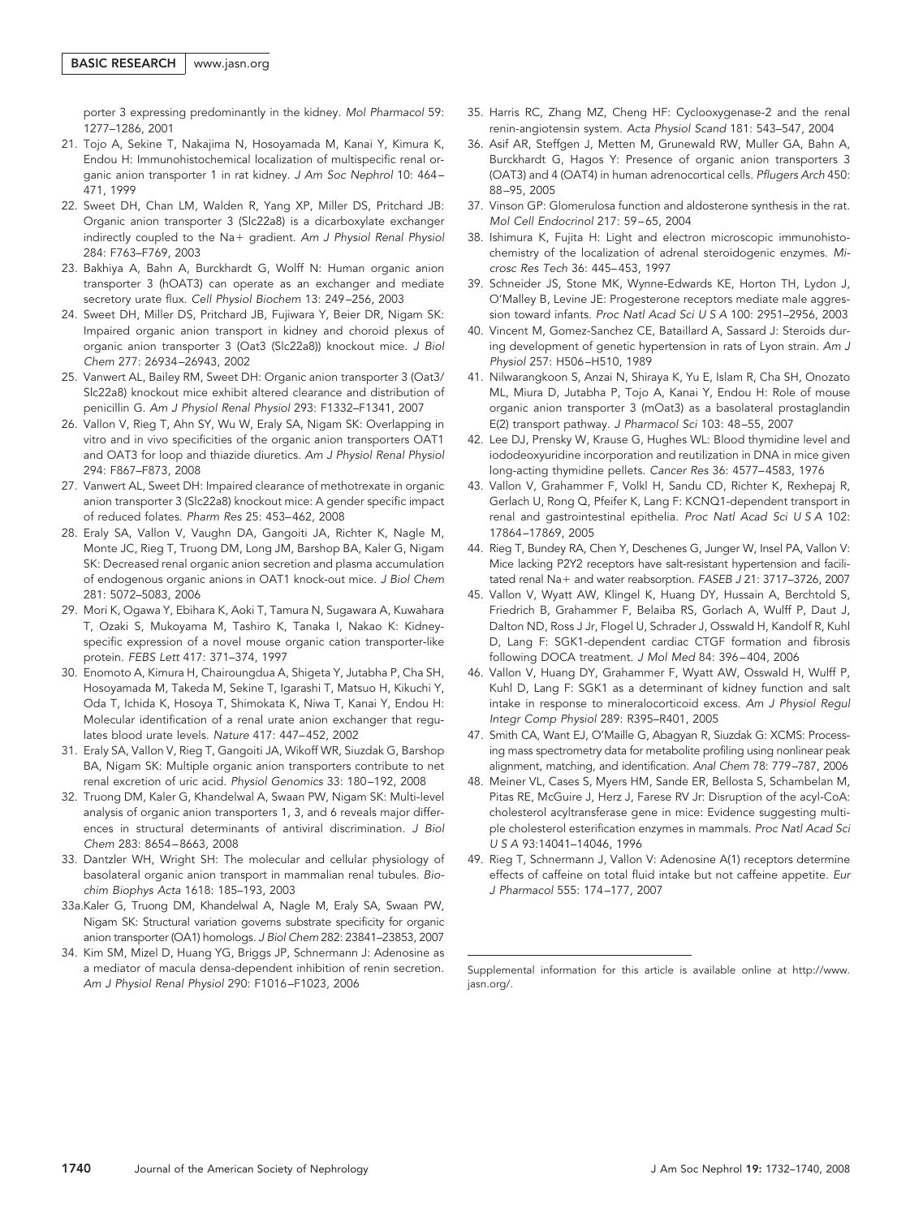porter 3 expressing predominantly in the kidney. *Mol Pharmacol* 59: 1277–1286, 2001

21. Tojo A, Sekine T, Nakajima N, Hosoyamada M, Kanai Y, Kimura K, Endou H: Immunohistochemical localization of multispecific renal organic anion transporter 1 in rat kidney. *J Am Soc Nephrol* 10: 464–471, 1999
22. Sweet DH, Chan LM, Walden R, Yang XP, Miller DS, Pritchard JB: Organic anion transporter 3 (Slc22a8) is a dicarboxylate exchanger indirectly coupled to the Na+ gradient. *Am J Physiol Renal Physiol* 284: F763–F769, 2003
23. Bakhiya A, Bahn A, Burckhardt G, Wolff N: Human organic anion transporter 3 (hOAT3) can operate as an exchanger and mediate secretory urate flux. *Cell Physiol Biochem* 13: 249–256, 2003
24. Sweet DH, Miller DS, Pritchard JB, Fujiwara Y, Beier DR, Nigam SK: Impaired organic anion transport in kidney and choroid plexus of organic anion transporter 3 (Oat3 (Slc22a8)) knockout mice. *J Biol Chem* 277: 26934–26943, 2002
25. Vanwert AL, Bailey RM, Sweet DH: Organic anion transporter 3 (Oat3/Slc22a8) knockout mice exhibit altered clearance and distribution of penicillin G. *Am J Physiol Renal Physiol* 293: F1332–F1341, 2007
26. Vallon V, Rieg T, Ahn SY, Wu W, Eraly SA, Nigam SK: Overlapping in vitro and in vivo specificities of the organic anion transporters OAT1 and OAT3 for loop and thiazide diuretics. *Am J Physiol Renal Physiol* 294: F867–F873, 2008
27. Vanwert AL, Sweet DH: Impaired clearance of methotrexate in organic anion transporter 3 (Slc22a8) knockout mice: A gender specific impact of reduced folates. *Pharm Res* 25: 453–462, 2008
28. Eraly SA, Vallon V, Vaughn DA, Gangoiti JA, Richter K, Nagle M, Monte JC, Rieg T, Truong DM, Long JM, Barshop BA, Kaler G, Nigam SK: Decreased renal organic anion secretion and plasma accumulation of endogenous organic anions in OAT1 knock-out mice. *J Biol Chem* 281: 5072–5083, 2006
29. Mori K, Ogawa Y, Ebihara K, Aoki T, Tamura N, Sugawara A, Kuwahara T, Ozaki S, Mukoyama M, Tashiro K, Tanaka I, Nakao K: Kidney-specific expression of a novel mouse organic cation transporter-like protein. *FEBS Lett* 417: 371–374, 1997
30. Enomoto A, Kimura H, Chairoungdua A, Shigeta Y, Jutabha P, Cha SH, Hosoyamada M, Takeda M, Sekine T, Igarashi T, Matsuo H, Kikuchi Y, Oda T, Ichida K, Hosoya T, Shimokata K, Niwa T, Kanai Y, Endou H: Molecular identification of a renal urate anion exchanger that regulates blood urate levels. *Nature* 417: 447–452, 2002
31. Eraly SA, Vallon V, Rieg T, Gangoiti JA, Wikoff WR, Siuzdak G, Barshop BA, Nigam SK: Multiple organic anion transporters contribute to net renal excretion of uric acid. *Physiol Genomics* 33: 180–192, 2008
32. Truong DM, Kaler G, Khandelwal A, Swaan PW, Nigam SK: Multi-level analysis of organic anion transporters 1, 3, and 6 reveals major differences in structural determinants of antiviral discrimination. *J Biol Chem* 283: 8654–8663, 2008
33. Dantzler WH, Wright SH: The molecular and cellular physiology of basolateral organic anion transport in mammalian renal tubules. *Biochim Biophys Acta* 1618: 185–193, 2003

33a. Kaler G, Truong DM, Khandelwal A, Nagle M, Eraly SA, Swaan PW, Nigam SK: Structural variation governs substrate specificity for organic anion transporter (OA1) homologs. *J Biol Chem* 282: 23841–23853, 2007

34. Kim SM, Mizel D, Huang YG, Briggs JP, Schnermann J: Adenosine as a mediator of macula densa-dependent inhibition of renin secretion. *Am J Physiol Renal Physiol* 290: F1016–F1023, 2006
35. Harris RC, Zhang MZ, Cheng HF: Cyclooxygenase-2 and the renal renin-angiotensin system. *Acta Physiol Scand* 181: 543–547, 2004
36. Asif AR, Steffgen J, Metten M, Grunewald RW, Muller GA, Bahn A, Burckhardt G, Hagos Y: Presence of organic anion transporters 3 (OAT3) and 4 (OAT4) in human adrenocortical cells. *Pflugers Arch* 450: 88–95, 2005
37. Vinson GP: Glomerulosa function and aldosterone synthesis in the rat. *Mol Cell Endocrinol* 217: 59–65, 2004
38. Ishimura K, Fujita H: Light and electron microscopic immunohistochemistry of the localization of adrenal steroidogenic enzymes. *Microsc Res Tech* 36: 445–453, 1997
39. Schneider JS, Stone MK, Wynne-Edwards KE, Horton TH, Lydon J, O'Malley B, Levine JE: Progesterone receptors mediate male aggression toward infants. *Proc Natl Acad Sci U S A* 100: 2951–2956, 2003
40. Vincent M, Gomez-Sanchez CE, Bataillard A, Sassard J: Steroids during development of genetic hypertension in rats of Lyon strain. *Am J Physiol* 257: H506–H510, 1989
41. Nilwarangkoon S, Anzai N, Shiraya K, Yu E, Islam R, Cha SH, Onozato ML, Miura D, Jutabha P, Tojo A, Kanai Y, Endou H: Role of mouse organic anion transporter 3 (mOat3) as a basolateral prostaglandin E(2) transport pathway. *J Pharmacol Sci* 103: 48–55, 2007
42. Lee DJ, Prensky W, Krause G, Hughes WL: Blood thymidine level and iododeoxyuridine incorporation and reutilization in DNA in mice given long-acting thymidine pellets. *Cancer Res* 36: 4577–4583, 1976
43. Vallon V, Grahammer F, Volkl H, Sandu CD, Richter K, Rexhepaj R, Gerlach U, Rong Q, Pfeifer K, Lang F: KCNQ1-dependent transport in renal and gastrointestinal epithelia. *Proc Natl Acad Sci U S A* 102: 17864–17869, 2005
44. Rieg T, Bundey RA, Chen Y, Deschenes G, Junger W, Insel PA, Vallon V: Mice lacking P2Y2 receptors have salt-resistant hypertension and facilitated renal Na+ and water reabsorption. *FASEB J* 21: 3717–3726, 2007
45. Vallon V, Wyatt AW, Klingel K, Huang DY, Hussain A, Berchtold S, Friedrich B, Grahammer F, Belaiba RS, Gorlach A, Wulff P, Daut J, Dalton ND, Ross J Jr, Flogel U, Schrader J, Osswald H, Kandolf R, Kuhl D, Lang F: SGK1-dependent cardiac CTGF formation and fibrosis following DOCA treatment. *J Mol Med* 84: 396–404, 2006
46. Vallon V, Huang DY, Grahammer F, Wyatt AW, Osswald H, Wulff P, Kuhl D, Lang F: SGK1 as a determinant of kidney function and salt intake in response to mineralocorticoid excess. *Am J Physiol Regul Integr Comp Physiol* 289: R395–R401, 2005
47. Smith CA, Want EJ, O'Maille G, Abagyan R, Siuzdak G: XCMS: Processing mass spectrometry data for metabolite profiling using nonlinear peak alignment, matching, and identification. *Anal Chem* 78: 779–787, 2006
48. Meiner VL, Cases S, Myers HM, Sande ER, Bellosta S, Schambelan M, Pitas RE, McGuire J, Herz J, Farese RV Jr: Disruption of the acyl-CoA: cholesterol acyltransferase gene in mice: Evidence suggesting multiple cholesterol esterification enzymes in mammals. *Proc Natl Acad Sci U S A* 93:14041–14046, 1996
49. Rieg T, Schnermann J, Vallon V: Adenosine A(1) receptors determine effects of caffeine on total fluid intake but not caffeine appetite. *Eur J Pharmacol* 555: 174–177, 2007

Supplemental information for this article is available online at http://www.jasn.org/.